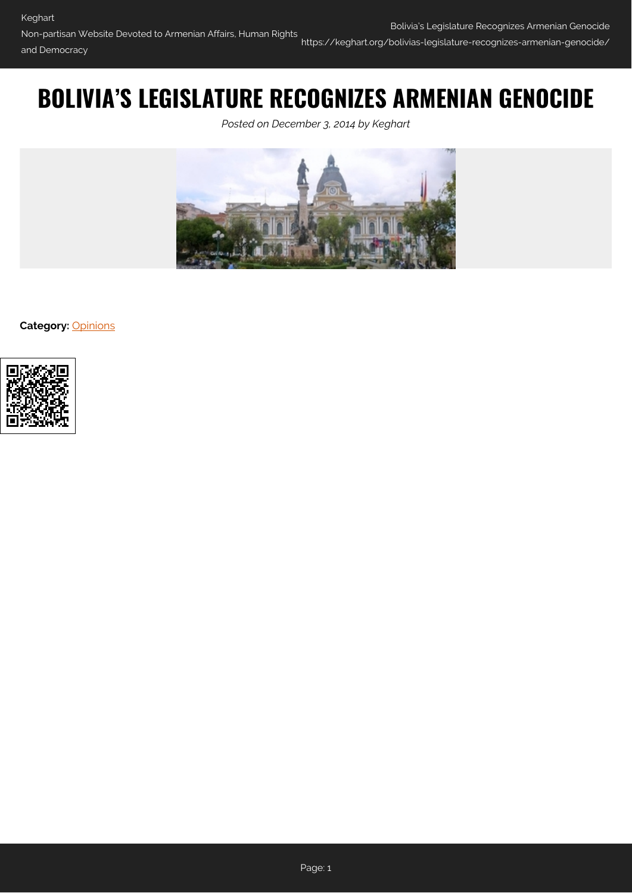# BOLIVIA'S LEGISLATURE RECOGNIZES ARMENIAN GENOCIDE

*Posted on December 3, 2014 by Keghart*

**Category:** Opinions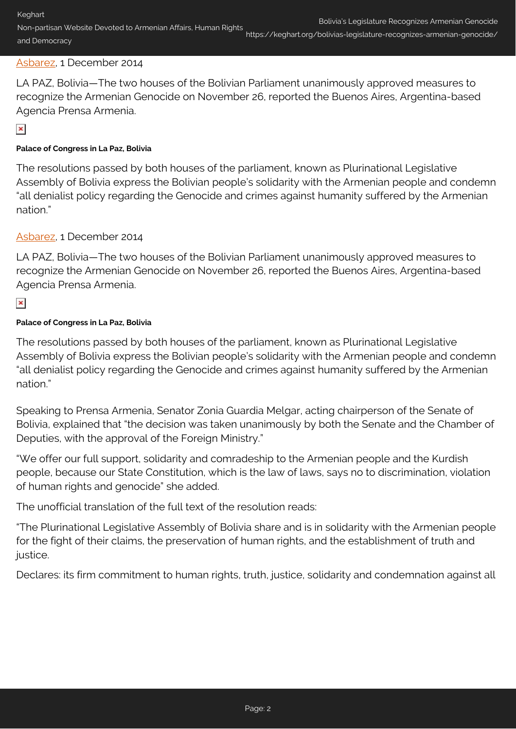[Asbarez](#), 1 December 2014

LA PAZ, Bolivia—The two houses of the Bolivian Parliament unanimously approved measures to recognize the Armenian Genocide on November 26, reported the Buenos Aires, Argentina-based Agencia Prensa Armenia.

**Palace of Congress in La Paz, Bolivia**

The resolutions passed by both houses of the parliament, known as Plurinational Legislative Assembly of Bolivia express the Bolivian people's solidarity with the Armenian people and condemn "all denialist policy regarding the Genocide and crimes against humanity suffered by the Armenian nation."

[Asbarez](#), 1 December 2014

LA PAZ, Bolivia—The two houses of the Bolivian Parliament unanimously approved measures to recognize the Armenian Genocide on November 26, reported the Buenos Aires, Argentina-based Agencia Prensa Armenia.

**Palace of Congress in La Paz, Bolivia**

The resolutions passed by both houses of the parliament, known as Plurinational Legislative Assembly of Bolivia express the Bolivian people's solidarity with the Armenian people and condemn "all denialist policy regarding the Genocide and crimes against humanity suffered by the Armenian nation."

Speaking to Prensa Armenia, Senator Zonia Guardia Melgar, acting chairperson of the Senate of Bolivia, explained that "the decision was taken unanimously by both the Senate and the Chamber of Deputies, with the approval of the Foreign Ministry."

"We offer our full support, solidarity and comradeship to the Armenian people and the Kurdish people, because our State Constitution, which is the law of laws, says no to discrimination, violation of human rights and genocide" she added.

The unofficial translation of the full text of the resolution reads:

"The Plurinational Legislative Assembly of Bolivia share and is in solidarity with the Armenian people for the fight of their claims, the preservation of human rights, and the establishment of truth and justice.

Declares: its firm commitment to human rights, truth, justice, solidarity and condemnation against all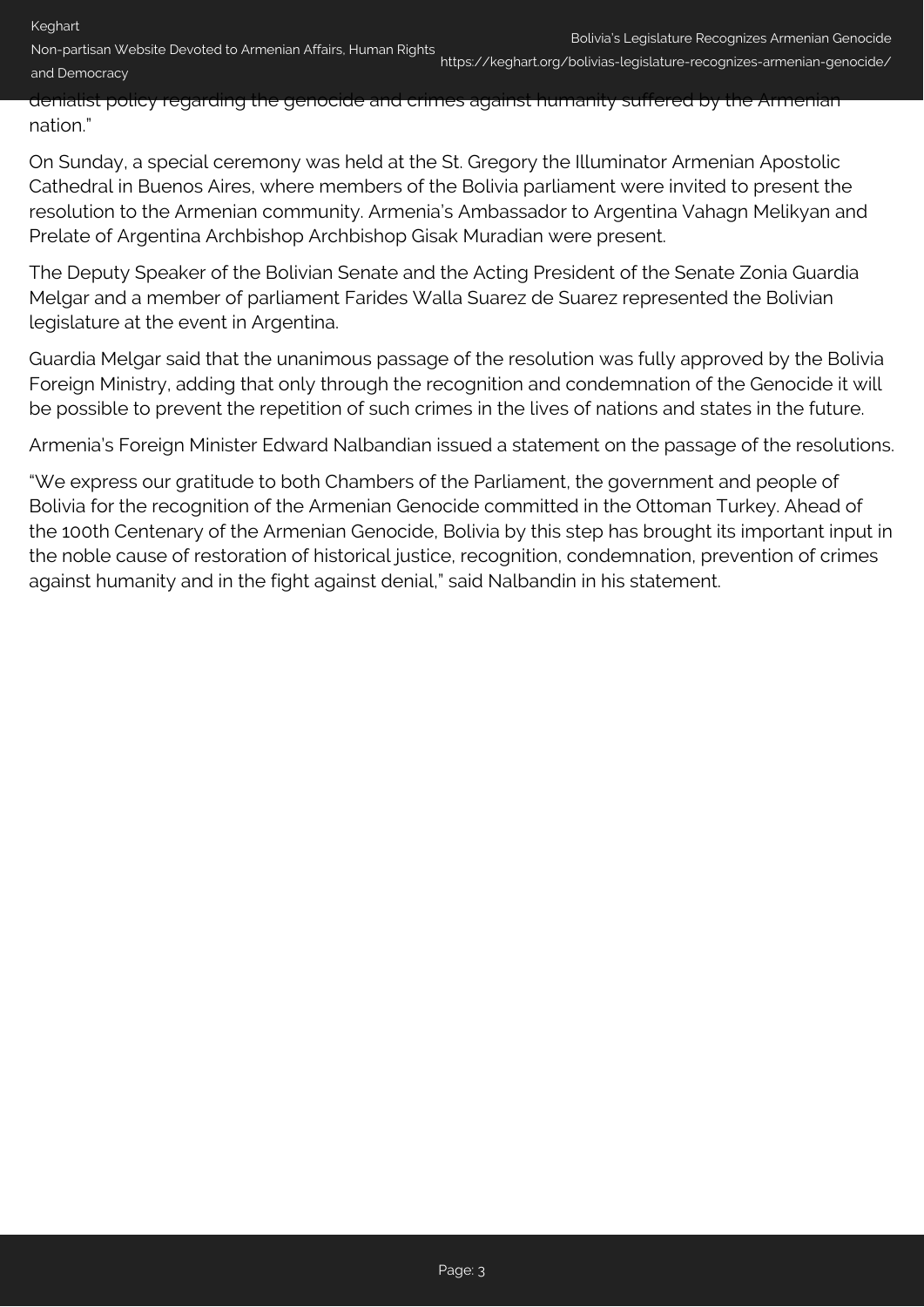denialist policy regarding the genocide and crimes against humanity suffered by the Armenian nation."

On Sunday, a special ceremony was held at the St. Gregory the Illuminator Armenian Apostolic Cathedral in Buenos Aires, where members of the Bolivia parliament were invited to present the resolution to the Armenian community. Armenia's Ambassador to Argentina Vahagn Melikyan and Prelate of Argentina Archbishop Archbishop Gisak Muradian were present.

The Deputy Speaker of the Bolivian Senate and the Acting President of the Senate Zonia Guardia Melgar and a member of parliament Farides Walla Suarez de Suarez represented the Bolivian legislature at the event in Argentina.

Guardia Melgar said that the unanimous passage of the resolution was fully approved by the Bolivia Foreign Ministry, adding that only through the recognition and condemnation of the Genocide it will be possible to prevent the repetition of such crimes in the lives of nations and states in the future.

Armenia's Foreign Minister Edward Nalbandian issued a statement on the passage of the resolutions.

"We express our gratitude to both Chambers of the Parliament, the government and people of Bolivia for the recognition of the Armenian Genocide committed in the Ottoman Turkey. Ahead of the 100th Centenary of the Armenian Genocide, Bolivia by this step has brought its important input in the noble cause of restoration of historical justice, recognition, condemnation, prevention of crimes against humanity and in the fight against denial," said Nalbandin in his statement.